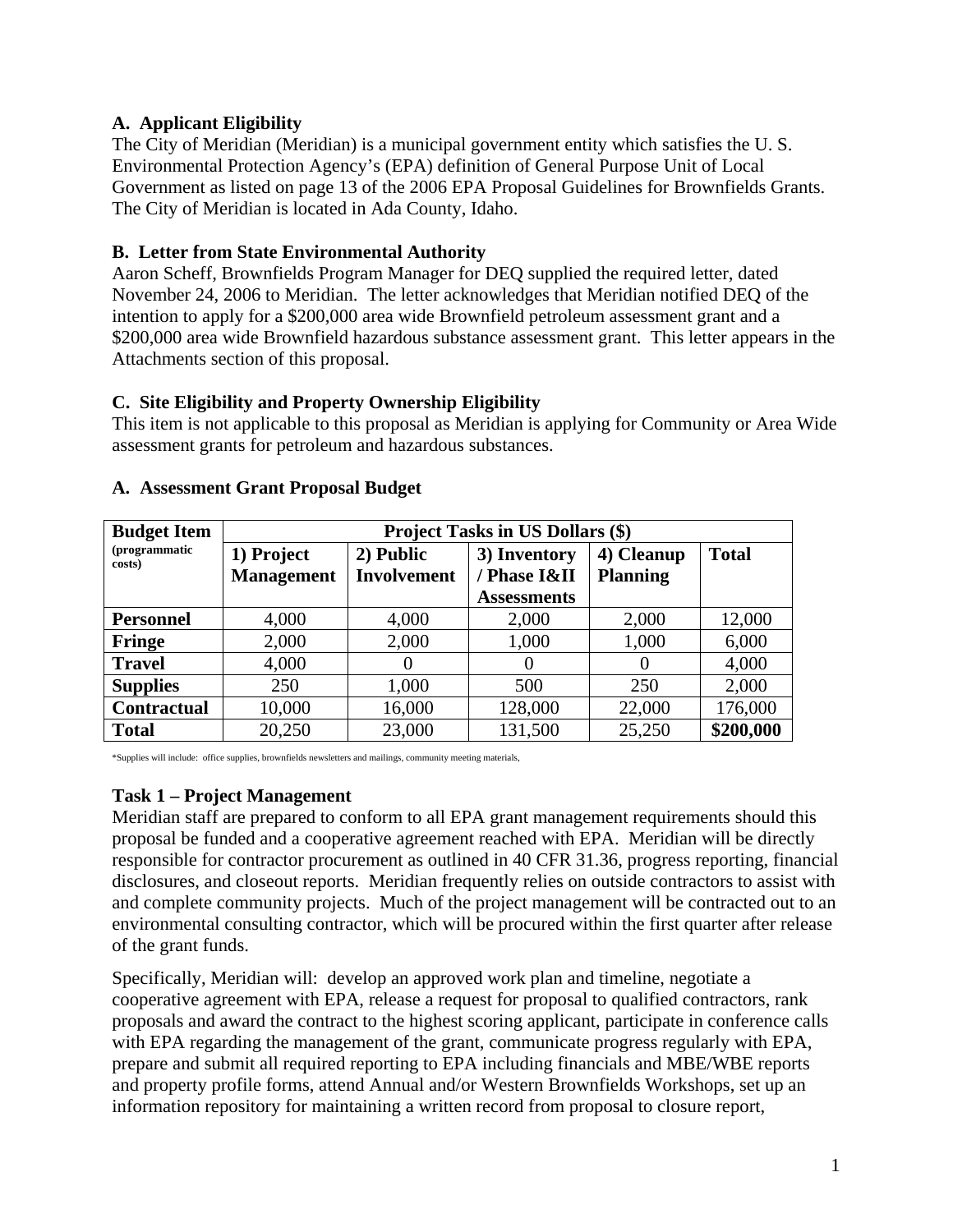### A. Applicant Eligibility

The City of Meridian (Meridian) is a municipal government entity which satisfies the U. S. Environmental Protection Agency's (EPA) definition of General Purpose Unit of Local Government as listed on page 13 of the 2006 EPA Proposal Guidelines for Brownfields Grants. The City of Meridian is located in Ada County, Idaho.

### B. Letter from State Environmental Authority

Aaron Scheff, Brownfields Program Manager for DEQ supplied the required letter, dated November 24, 2006 to Meridian. The letter acknowledges that Meridian notified DEQ of the intention to apply for a $200,000 area wide Brownfield petroleum assessment grant and a $200,000 area wide Brownfield hazardous substance assessment grant. This letter appears in the Attachments section of this proposal.

### C. Site Eligibility and Property Ownership Eligibility

This item is not applicable to this proposal as Meridian is applying for Community or Area Wide assessment grants for petroleum and hazardous substances.

### A. Assessment Grant Proposal Budget

| Budget Item (programmatic costs) | Project Tasks in US Dollars ($) | | | | |
|---|---|---|---|---|---|
| | 1) Project Management | 2) Public Involvement | 3) Inventory / Phase I&II Assessments | 4) Cleanup Planning | Total |
| **Personnel** | 4,000 | 4,000 | 2,000 | 2,000 | 12,000 |
| **Fringe** | 2,000 | 2,000 | 1,000 | 1,000 | 6,000 |
| **Travel** | 4,000 | 0 | 0 | 0 | 4,000 |
| **Supplies** | 250 | 1,000 | 500 | 250 | 2,000 |
| **Contractual** | 10,000 | 16,000 | 128,000 | 22,000 | 176,000 |
| **Total** | 20,250 | 23,000 | 131,500 | 25,250 | **$200,000** |

*Supplies will include: office supplies, brownfields newsletters and mailings, community meeting materials,

### Task 1 – Project Management

Meridian staff are prepared to conform to all EPA grant management requirements should this proposal be funded and a cooperative agreement reached with EPA. Meridian will be directly responsible for contractor procurement as outlined in 40 CFR 31.36, progress reporting, financial disclosures, and closeout reports. Meridian frequently relies on outside contractors to assist with and complete community projects. Much of the project management will be contracted out to an environmental consulting contractor, which will be procured within the first quarter after release of the grant funds.

Specifically, Meridian will: develop an approved work plan and timeline, negotiate a cooperative agreement with EPA, release a request for proposal to qualified contractors, rank proposals and award the contract to the highest scoring applicant, participate in conference calls with EPA regarding the management of the grant, communicate progress regularly with EPA, prepare and submit all required reporting to EPA including financials and MBE/WBE reports and property profile forms, attend Annual and/or Western Brownfields Workshops, set up an information repository for maintaining a written record from proposal to closure report,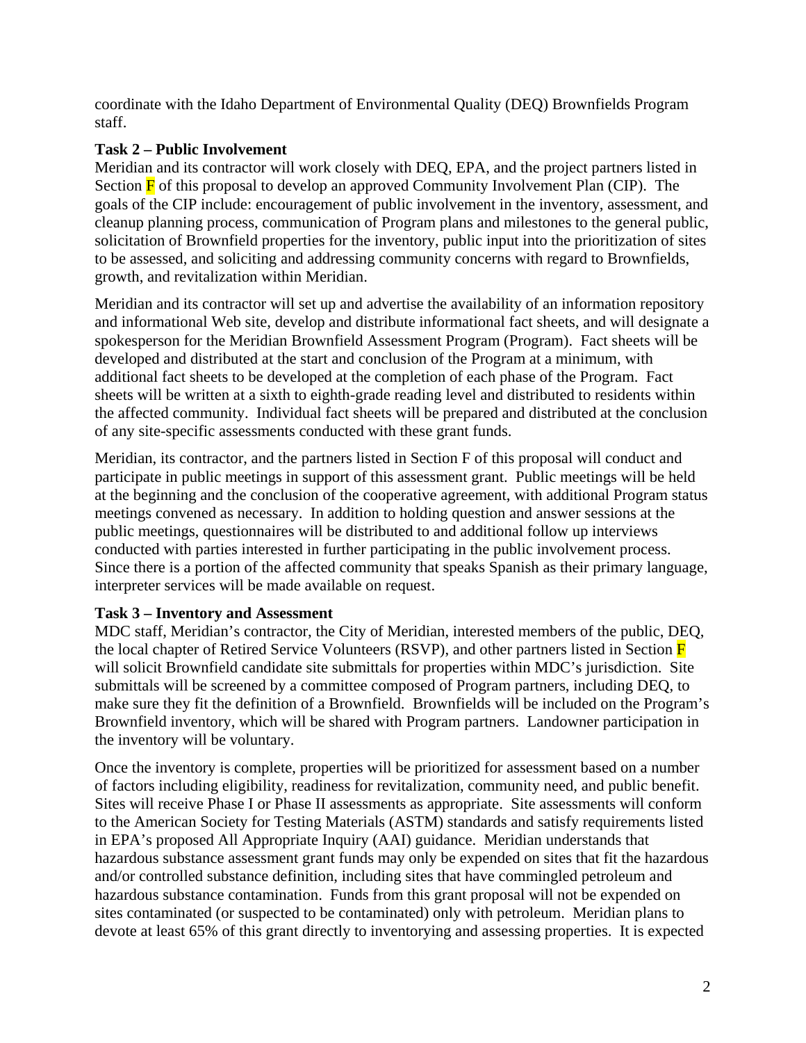coordinate with the Idaho Department of Environmental Quality (DEQ) Brownfields Program staff.

**Task 2 – Public Involvement**

Meridian and its contractor will work closely with DEQ, EPA, and the project partners listed in Section F of this proposal to develop an approved Community Involvement Plan (CIP). The goals of the CIP include: encouragement of public involvement in the inventory, assessment, and cleanup planning process, communication of Program plans and milestones to the general public, solicitation of Brownfield properties for the inventory, public input into the prioritization of sites to be assessed, and soliciting and addressing community concerns with regard to Brownfields, growth, and revitalization within Meridian.

Meridian and its contractor will set up and advertise the availability of an information repository and informational Web site, develop and distribute informational fact sheets, and will designate a spokesperson for the Meridian Brownfield Assessment Program (Program). Fact sheets will be developed and distributed at the start and conclusion of the Program at a minimum, with additional fact sheets to be developed at the completion of each phase of the Program. Fact sheets will be written at a sixth to eighth-grade reading level and distributed to residents within the affected community. Individual fact sheets will be prepared and distributed at the conclusion of any site-specific assessments conducted with these grant funds.

Meridian, its contractor, and the partners listed in Section F of this proposal will conduct and participate in public meetings in support of this assessment grant. Public meetings will be held at the beginning and the conclusion of the cooperative agreement, with additional Program status meetings convened as necessary. In addition to holding question and answer sessions at the public meetings, questionnaires will be distributed to and additional follow up interviews conducted with parties interested in further participating in the public involvement process. Since there is a portion of the affected community that speaks Spanish as their primary language, interpreter services will be made available on request.

**Task 3 – Inventory and Assessment**

MDC staff, Meridian's contractor, the City of Meridian, interested members of the public, DEQ, the local chapter of Retired Service Volunteers (RSVP), and other partners listed in Section F will solicit Brownfield candidate site submittals for properties within MDC's jurisdiction. Site submittals will be screened by a committee composed of Program partners, including DEQ, to make sure they fit the definition of a Brownfield. Brownfields will be included on the Program's Brownfield inventory, which will be shared with Program partners. Landowner participation in the inventory will be voluntary.

Once the inventory is complete, properties will be prioritized for assessment based on a number of factors including eligibility, readiness for revitalization, community need, and public benefit. Sites will receive Phase I or Phase II assessments as appropriate. Site assessments will conform to the American Society for Testing Materials (ASTM) standards and satisfy requirements listed in EPA's proposed All Appropriate Inquiry (AAI) guidance. Meridian understands that hazardous substance assessment grant funds may only be expended on sites that fit the hazardous and/or controlled substance definition, including sites that have commingled petroleum and hazardous substance contamination. Funds from this grant proposal will not be expended on sites contaminated (or suspected to be contaminated) only with petroleum. Meridian plans to devote at least 65% of this grant directly to inventorying and assessing properties. It is expected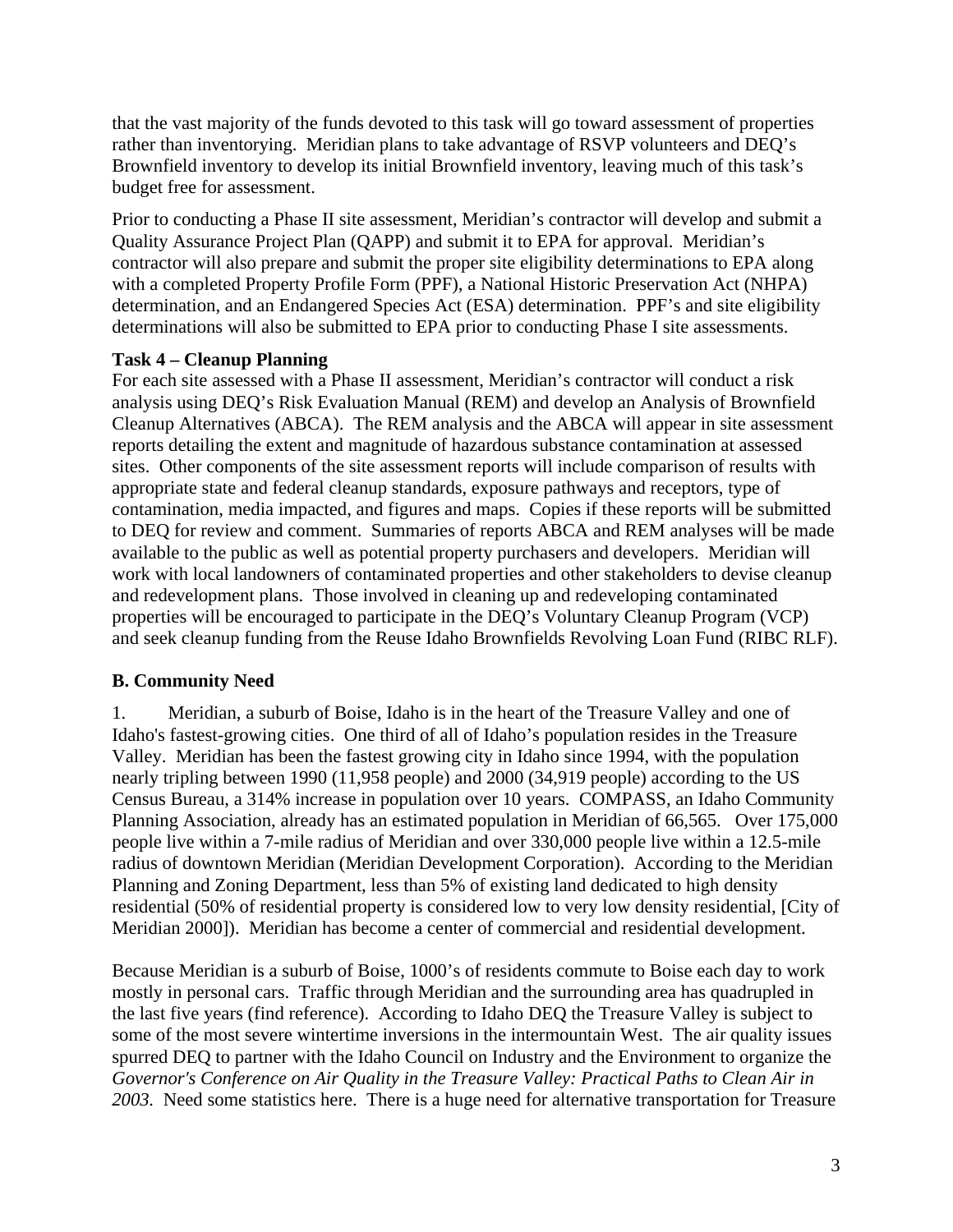that the vast majority of the funds devoted to this task will go toward assessment of properties rather than inventorying. Meridian plans to take advantage of RSVP volunteers and DEQ's Brownfield inventory to develop its initial Brownfield inventory, leaving much of this task's budget free for assessment.

Prior to conducting a Phase II site assessment, Meridian's contractor will develop and submit a Quality Assurance Project Plan (QAPP) and submit it to EPA for approval. Meridian's contractor will also prepare and submit the proper site eligibility determinations to EPA along with a completed Property Profile Form (PPF), a National Historic Preservation Act (NHPA) determination, and an Endangered Species Act (ESA) determination. PPF's and site eligibility determinations will also be submitted to EPA prior to conducting Phase I site assessments.

**Task 4 – Cleanup Planning**

For each site assessed with a Phase II assessment, Meridian's contractor will conduct a risk analysis using DEQ's Risk Evaluation Manual (REM) and develop an Analysis of Brownfield Cleanup Alternatives (ABCA). The REM analysis and the ABCA will appear in site assessment reports detailing the extent and magnitude of hazardous substance contamination at assessed sites. Other components of the site assessment reports will include comparison of results with appropriate state and federal cleanup standards, exposure pathways and receptors, type of contamination, media impacted, and figures and maps. Copies if these reports will be submitted to DEQ for review and comment. Summaries of reports ABCA and REM analyses will be made available to the public as well as potential property purchasers and developers. Meridian will work with local landowners of contaminated properties and other stakeholders to devise cleanup and redevelopment plans. Those involved in cleaning up and redeveloping contaminated properties will be encouraged to participate in the DEQ's Voluntary Cleanup Program (VCP) and seek cleanup funding from the Reuse Idaho Brownfields Revolving Loan Fund (RIBC RLF).

**B. Community Need**

1. Meridian, a suburb of Boise, Idaho is in the heart of the Treasure Valley and one of Idaho's fastest-growing cities. One third of all of Idaho's population resides in the Treasure Valley. Meridian has been the fastest growing city in Idaho since 1994, with the population nearly tripling between 1990 (11,958 people) and 2000 (34,919 people) according to the US Census Bureau, a 314% increase in population over 10 years. COMPASS, an Idaho Community Planning Association, already has an estimated population in Meridian of 66,565. Over 175,000 people live within a 7-mile radius of Meridian and over 330,000 people live within a 12.5-mile radius of downtown Meridian (Meridian Development Corporation). According to the Meridian Planning and Zoning Department, less than 5% of existing land dedicated to high density residential (50% of residential property is considered low to very low density residential, [City of Meridian 2000]). Meridian has become a center of commercial and residential development.

Because Meridian is a suburb of Boise, 1000's of residents commute to Boise each day to work mostly in personal cars. Traffic through Meridian and the surrounding area has quadrupled in the last five years (find reference). According to Idaho DEQ the Treasure Valley is subject to some of the most severe wintertime inversions in the intermountain West. The air quality issues spurred DEQ to partner with the Idaho Council on Industry and the Environment to organize the *Governor's Conference on Air Quality in the Treasure Valley: Practical Paths to Clean Air in 2003*. Need some statistics here. There is a huge need for alternative transportation for Treasure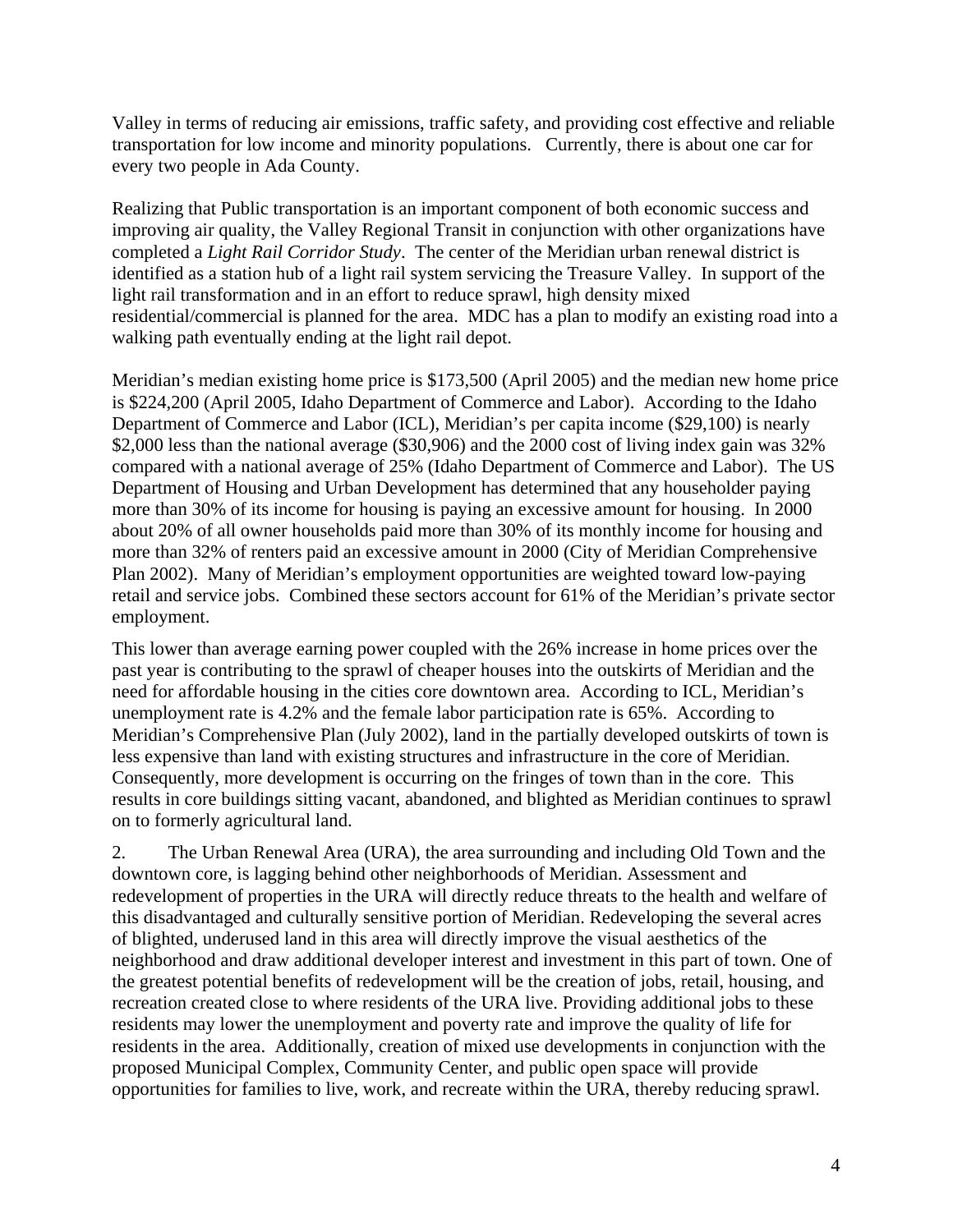Valley in terms of reducing air emissions, traffic safety, and providing cost effective and reliable transportation for low income and minority populations. Currently, there is about one car for every two people in Ada County.

Realizing that Public transportation is an important component of both economic success and improving air quality, the Valley Regional Transit in conjunction with other organizations have completed a *Light Rail Corridor Study*. The center of the Meridian urban renewal district is identified as a station hub of a light rail system servicing the Treasure Valley. In support of the light rail transformation and in an effort to reduce sprawl, high density mixed residential/commercial is planned for the area. MDC has a plan to modify an existing road into a walking path eventually ending at the light rail depot.

Meridian's median existing home price is $173,500 (April 2005) and the median new home price is $224,200 (April 2005, Idaho Department of Commerce and Labor). According to the Idaho Department of Commerce and Labor (ICL), Meridian's per capita income ($29,100) is nearly $2,000 less than the national average ($30,906) and the 2000 cost of living index gain was 32% compared with a national average of 25% (Idaho Department of Commerce and Labor). The US Department of Housing and Urban Development has determined that any householder paying more than 30% of its income for housing is paying an excessive amount for housing. In 2000 about 20% of all owner households paid more than 30% of its monthly income for housing and more than 32% of renters paid an excessive amount in 2000 (City of Meridian Comprehensive Plan 2002). Many of Meridian's employment opportunities are weighted toward low-paying retail and service jobs. Combined these sectors account for 61% of the Meridian's private sector employment.

This lower than average earning power coupled with the 26% increase in home prices over the past year is contributing to the sprawl of cheaper houses into the outskirts of Meridian and the need for affordable housing in the cities core downtown area. According to ICL, Meridian's unemployment rate is 4.2% and the female labor participation rate is 65%. According to Meridian's Comprehensive Plan (July 2002), land in the partially developed outskirts of town is less expensive than land with existing structures and infrastructure in the core of Meridian. Consequently, more development is occurring on the fringes of town than in the core. This results in core buildings sitting vacant, abandoned, and blighted as Meridian continues to sprawl on to formerly agricultural land.

2. The Urban Renewal Area (URA), the area surrounding and including Old Town and the downtown core, is lagging behind other neighborhoods of Meridian. Assessment and redevelopment of properties in the URA will directly reduce threats to the health and welfare of this disadvantaged and culturally sensitive portion of Meridian. Redeveloping the several acres of blighted, underused land in this area will directly improve the visual aesthetics of the neighborhood and draw additional developer interest and investment in this part of town. One of the greatest potential benefits of redevelopment will be the creation of jobs, retail, housing, and recreation created close to where residents of the URA live. Providing additional jobs to these residents may lower the unemployment and poverty rate and improve the quality of life for residents in the area. Additionally, creation of mixed use developments in conjunction with the proposed Municipal Complex, Community Center, and public open space will provide opportunities for families to live, work, and recreate within the URA, thereby reducing sprawl.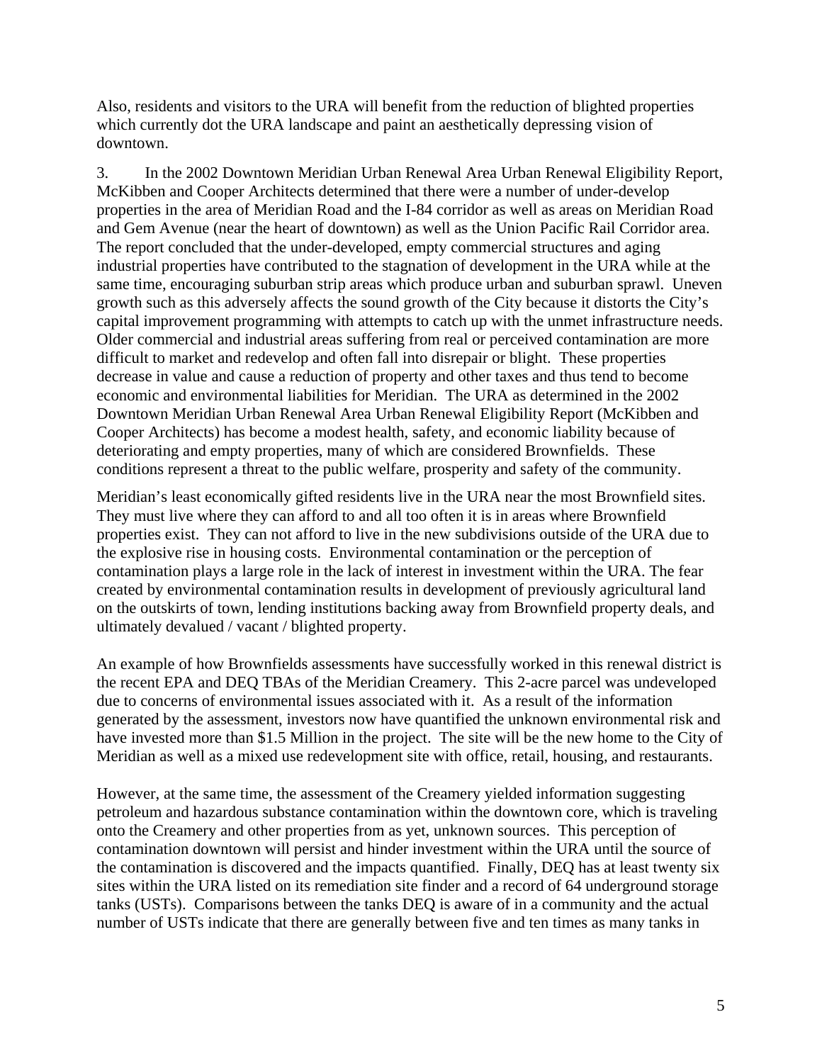Also, residents and visitors to the URA will benefit from the reduction of blighted properties which currently dot the URA landscape and paint an aesthetically depressing vision of downtown.

3. In the 2002 Downtown Meridian Urban Renewal Area Urban Renewal Eligibility Report, McKibben and Cooper Architects determined that there were a number of under-develop properties in the area of Meridian Road and the I-84 corridor as well as areas on Meridian Road and Gem Avenue (near the heart of downtown) as well as the Union Pacific Rail Corridor area. The report concluded that the under-developed, empty commercial structures and aging industrial properties have contributed to the stagnation of development in the URA while at the same time, encouraging suburban strip areas which produce urban and suburban sprawl. Uneven growth such as this adversely affects the sound growth of the City because it distorts the City's capital improvement programming with attempts to catch up with the unmet infrastructure needs. Older commercial and industrial areas suffering from real or perceived contamination are more difficult to market and redevelop and often fall into disrepair or blight. These properties decrease in value and cause a reduction of property and other taxes and thus tend to become economic and environmental liabilities for Meridian. The URA as determined in the 2002 Downtown Meridian Urban Renewal Area Urban Renewal Eligibility Report (McKibben and Cooper Architects) has become a modest health, safety, and economic liability because of deteriorating and empty properties, many of which are considered Brownfields. These conditions represent a threat to the public welfare, prosperity and safety of the community.

Meridian's least economically gifted residents live in the URA near the most Brownfield sites. They must live where they can afford to and all too often it is in areas where Brownfield properties exist. They can not afford to live in the new subdivisions outside of the URA due to the explosive rise in housing costs. Environmental contamination or the perception of contamination plays a large role in the lack of interest in investment within the URA. The fear created by environmental contamination results in development of previously agricultural land on the outskirts of town, lending institutions backing away from Brownfield property deals, and ultimately devalued / vacant / blighted property.

An example of how Brownfields assessments have successfully worked in this renewal district is the recent EPA and DEQ TBAs of the Meridian Creamery. This 2-acre parcel was undeveloped due to concerns of environmental issues associated with it. As a result of the information generated by the assessment, investors now have quantified the unknown environmental risk and have invested more than $1.5 Million in the project. The site will be the new home to the City of Meridian as well as a mixed use redevelopment site with office, retail, housing, and restaurants.

However, at the same time, the assessment of the Creamery yielded information suggesting petroleum and hazardous substance contamination within the downtown core, which is traveling onto the Creamery and other properties from as yet, unknown sources. This perception of contamination downtown will persist and hinder investment within the URA until the source of the contamination is discovered and the impacts quantified. Finally, DEQ has at least twenty six sites within the URA listed on its remediation site finder and a record of 64 underground storage tanks (USTs). Comparisons between the tanks DEQ is aware of in a community and the actual number of USTs indicate that there are generally between five and ten times as many tanks in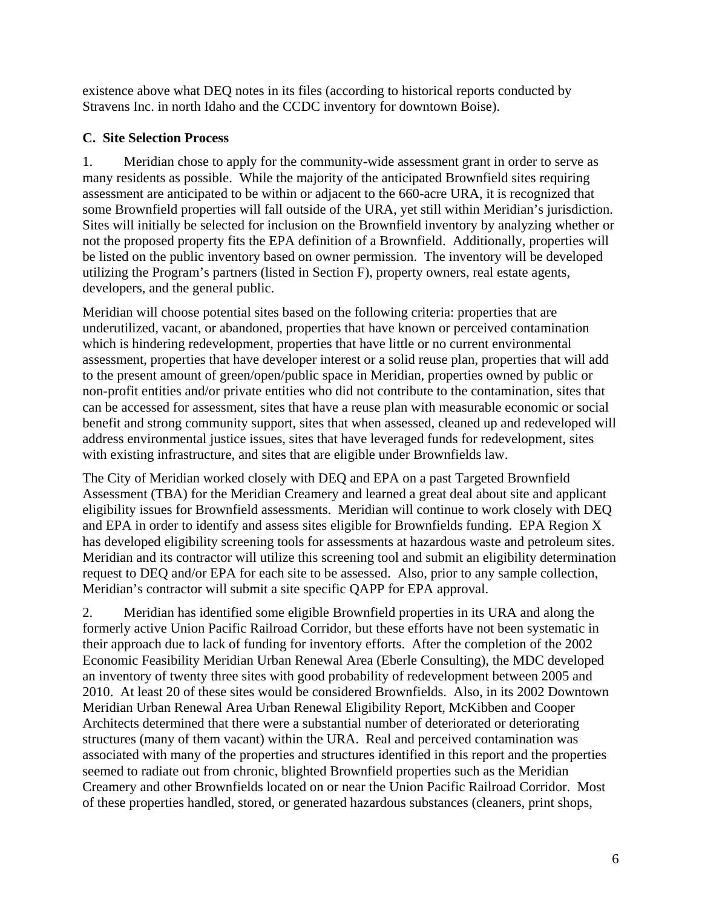existence above what DEQ notes in its files (according to historical reports conducted by Stravens Inc. in north Idaho and the CCDC inventory for downtown Boise).

### C. Site Selection Process

1. Meridian chose to apply for the community-wide assessment grant in order to serve as many residents as possible. While the majority of the anticipated Brownfield sites requiring assessment are anticipated to be within or adjacent to the 660-acre URA, it is recognized that some Brownfield properties will fall outside of the URA, yet still within Meridian's jurisdiction. Sites will initially be selected for inclusion on the Brownfield inventory by analyzing whether or not the proposed property fits the EPA definition of a Brownfield. Additionally, properties will be listed on the public inventory based on owner permission. The inventory will be developed utilizing the Program's partners (listed in Section F), property owners, real estate agents, developers, and the general public.

Meridian will choose potential sites based on the following criteria: properties that are underutilized, vacant, or abandoned, properties that have known or perceived contamination which is hindering redevelopment, properties that have little or no current environmental assessment, properties that have developer interest or a solid reuse plan, properties that will add to the present amount of green/open/public space in Meridian, properties owned by public or non-profit entities and/or private entities who did not contribute to the contamination, sites that can be accessed for assessment, sites that have a reuse plan with measurable economic or social benefit and strong community support, sites that when assessed, cleaned up and redeveloped will address environmental justice issues, sites that have leveraged funds for redevelopment, sites with existing infrastructure, and sites that are eligible under Brownfields law.

The City of Meridian worked closely with DEQ and EPA on a past Targeted Brownfield Assessment (TBA) for the Meridian Creamery and learned a great deal about site and applicant eligibility issues for Brownfield assessments. Meridian will continue to work closely with DEQ and EPA in order to identify and assess sites eligible for Brownfields funding. EPA Region X has developed eligibility screening tools for assessments at hazardous waste and petroleum sites. Meridian and its contractor will utilize this screening tool and submit an eligibility determination request to DEQ and/or EPA for each site to be assessed. Also, prior to any sample collection, Meridian's contractor will submit a site specific QAPP for EPA approval.

2. Meridian has identified some eligible Brownfield properties in its URA and along the formerly active Union Pacific Railroad Corridor, but these efforts have not been systematic in their approach due to lack of funding for inventory efforts. After the completion of the 2002 Economic Feasibility Meridian Urban Renewal Area (Eberle Consulting), the MDC developed an inventory of twenty three sites with good probability of redevelopment between 2005 and 2010. At least 20 of these sites would be considered Brownfields. Also, in its 2002 Downtown Meridian Urban Renewal Area Urban Renewal Eligibility Report, McKibben and Cooper Architects determined that there were a substantial number of deteriorated or deteriorating structures (many of them vacant) within the URA. Real and perceived contamination was associated with many of the properties and structures identified in this report and the properties seemed to radiate out from chronic, blighted Brownfield properties such as the Meridian Creamery and other Brownfields located on or near the Union Pacific Railroad Corridor. Most of these properties handled, stored, or generated hazardous substances (cleaners, print shops,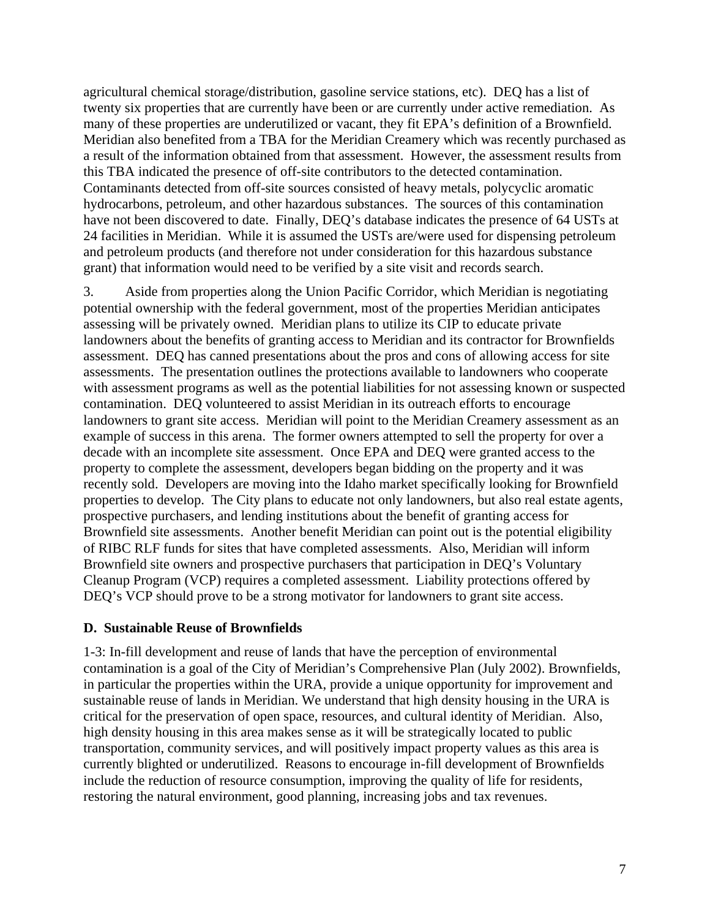agricultural chemical storage/distribution, gasoline service stations, etc). DEQ has a list of twenty six properties that are currently have been or are currently under active remediation. As many of these properties are underutilized or vacant, they fit EPA's definition of a Brownfield. Meridian also benefited from a TBA for the Meridian Creamery which was recently purchased as a result of the information obtained from that assessment. However, the assessment results from this TBA indicated the presence of off-site contributors to the detected contamination. Contaminants detected from off-site sources consisted of heavy metals, polycyclic aromatic hydrocarbons, petroleum, and other hazardous substances. The sources of this contamination have not been discovered to date. Finally, DEQ's database indicates the presence of 64 USTs at 24 facilities in Meridian. While it is assumed the USTs are/were used for dispensing petroleum and petroleum products (and therefore not under consideration for this hazardous substance grant) that information would need to be verified by a site visit and records search.

3. Aside from properties along the Union Pacific Corridor, which Meridian is negotiating potential ownership with the federal government, most of the properties Meridian anticipates assessing will be privately owned. Meridian plans to utilize its CIP to educate private landowners about the benefits of granting access to Meridian and its contractor for Brownfields assessment. DEQ has canned presentations about the pros and cons of allowing access for site assessments. The presentation outlines the protections available to landowners who cooperate with assessment programs as well as the potential liabilities for not assessing known or suspected contamination. DEQ volunteered to assist Meridian in its outreach efforts to encourage landowners to grant site access. Meridian will point to the Meridian Creamery assessment as an example of success in this arena. The former owners attempted to sell the property for over a decade with an incomplete site assessment. Once EPA and DEQ were granted access to the property to complete the assessment, developers began bidding on the property and it was recently sold. Developers are moving into the Idaho market specifically looking for Brownfield properties to develop. The City plans to educate not only landowners, but also real estate agents, prospective purchasers, and lending institutions about the benefit of granting access for Brownfield site assessments. Another benefit Meridian can point out is the potential eligibility of RIBC RLF funds for sites that have completed assessments. Also, Meridian will inform Brownfield site owners and prospective purchasers that participation in DEQ's Voluntary Cleanup Program (VCP) requires a completed assessment. Liability protections offered by DEQ's VCP should prove to be a strong motivator for landowners to grant site access.

## D. Sustainable Reuse of Brownfields

1-3: In-fill development and reuse of lands that have the perception of environmental contamination is a goal of the City of Meridian's Comprehensive Plan (July 2002). Brownfields, in particular the properties within the URA, provide a unique opportunity for improvement and sustainable reuse of lands in Meridian. We understand that high density housing in the URA is critical for the preservation of open space, resources, and cultural identity of Meridian. Also, high density housing in this area makes sense as it will be strategically located to public transportation, community services, and will positively impact property values as this area is currently blighted or underutilized. Reasons to encourage in-fill development of Brownfields include the reduction of resource consumption, improving the quality of life for residents, restoring the natural environment, good planning, increasing jobs and tax revenues.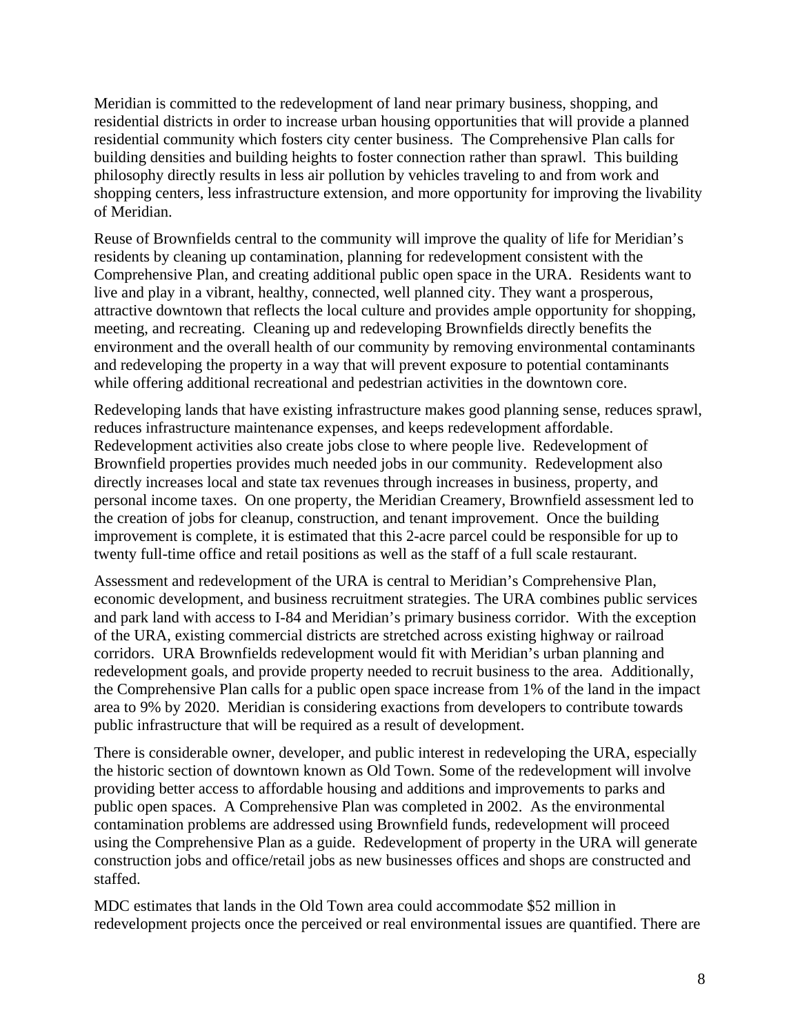Meridian is committed to the redevelopment of land near primary business, shopping, and residential districts in order to increase urban housing opportunities that will provide a planned residential community which fosters city center business. The Comprehensive Plan calls for building densities and building heights to foster connection rather than sprawl. This building philosophy directly results in less air pollution by vehicles traveling to and from work and shopping centers, less infrastructure extension, and more opportunity for improving the livability of Meridian.

Reuse of Brownfields central to the community will improve the quality of life for Meridian's residents by cleaning up contamination, planning for redevelopment consistent with the Comprehensive Plan, and creating additional public open space in the URA. Residents want to live and play in a vibrant, healthy, connected, well planned city. They want a prosperous, attractive downtown that reflects the local culture and provides ample opportunity for shopping, meeting, and recreating. Cleaning up and redeveloping Brownfields directly benefits the environment and the overall health of our community by removing environmental contaminants and redeveloping the property in a way that will prevent exposure to potential contaminants while offering additional recreational and pedestrian activities in the downtown core.

Redeveloping lands that have existing infrastructure makes good planning sense, reduces sprawl, reduces infrastructure maintenance expenses, and keeps redevelopment affordable. Redevelopment activities also create jobs close to where people live. Redevelopment of Brownfield properties provides much needed jobs in our community. Redevelopment also directly increases local and state tax revenues through increases in business, property, and personal income taxes. On one property, the Meridian Creamery, Brownfield assessment led to the creation of jobs for cleanup, construction, and tenant improvement. Once the building improvement is complete, it is estimated that this 2-acre parcel could be responsible for up to twenty full-time office and retail positions as well as the staff of a full scale restaurant.

Assessment and redevelopment of the URA is central to Meridian's Comprehensive Plan, economic development, and business recruitment strategies. The URA combines public services and park land with access to I-84 and Meridian's primary business corridor. With the exception of the URA, existing commercial districts are stretched across existing highway or railroad corridors. URA Brownfields redevelopment would fit with Meridian's urban planning and redevelopment goals, and provide property needed to recruit business to the area. Additionally, the Comprehensive Plan calls for a public open space increase from 1% of the land in the impact area to 9% by 2020. Meridian is considering exactions from developers to contribute towards public infrastructure that will be required as a result of development.

There is considerable owner, developer, and public interest in redeveloping the URA, especially the historic section of downtown known as Old Town. Some of the redevelopment will involve providing better access to affordable housing and additions and improvements to parks and public open spaces. A Comprehensive Plan was completed in 2002. As the environmental contamination problems are addressed using Brownfield funds, redevelopment will proceed using the Comprehensive Plan as a guide. Redevelopment of property in the URA will generate construction jobs and office/retail jobs as new businesses offices and shops are constructed and staffed.

MDC estimates that lands in the Old Town area could accommodate $52 million in redevelopment projects once the perceived or real environmental issues are quantified. There are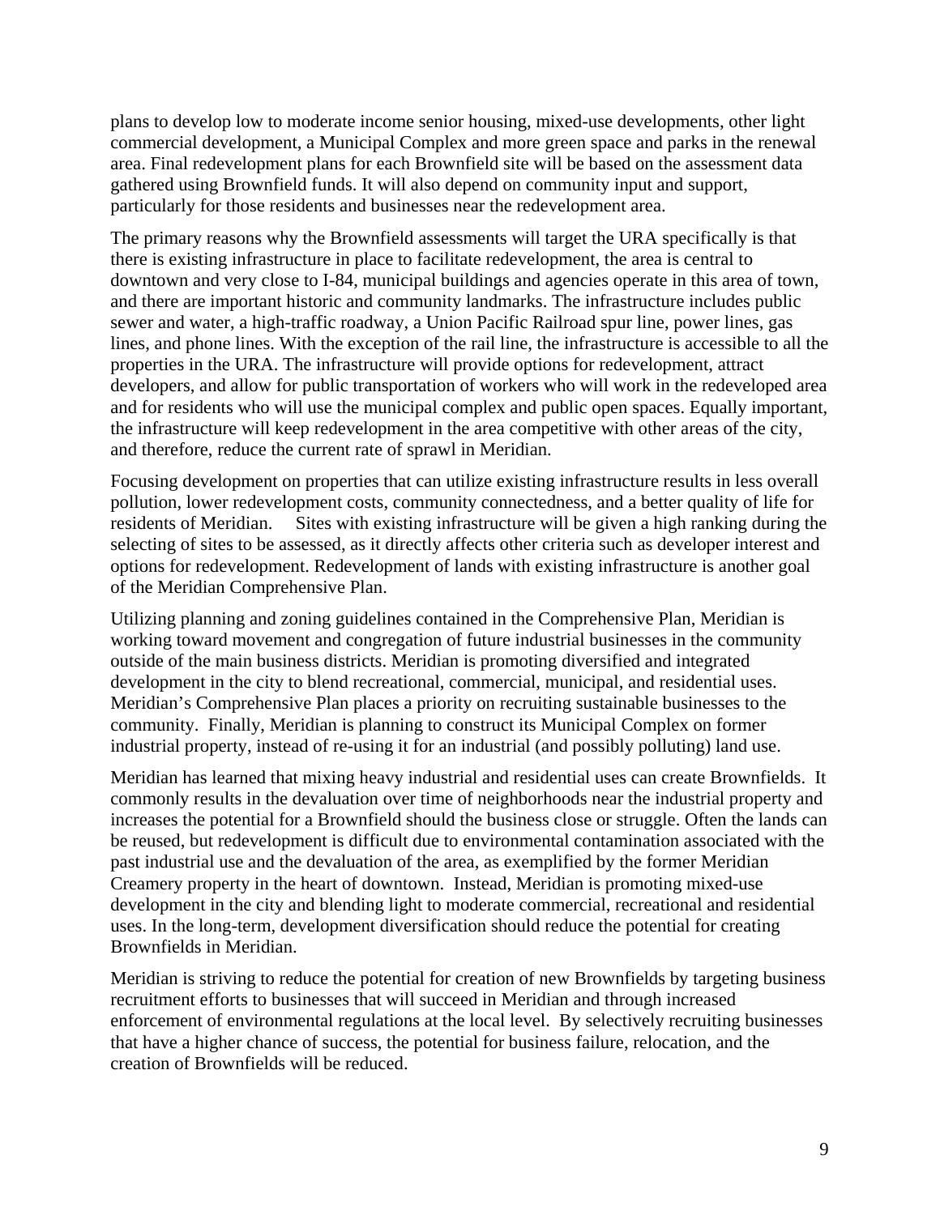plans to develop low to moderate income senior housing, mixed-use developments, other light commercial development, a Municipal Complex and more green space and parks in the renewal area. Final redevelopment plans for each Brownfield site will be based on the assessment data gathered using Brownfield funds. It will also depend on community input and support, particularly for those residents and businesses near the redevelopment area.

The primary reasons why the Brownfield assessments will target the URA specifically is that there is existing infrastructure in place to facilitate redevelopment, the area is central to downtown and very close to I-84, municipal buildings and agencies operate in this area of town, and there are important historic and community landmarks. The infrastructure includes public sewer and water, a high-traffic roadway, a Union Pacific Railroad spur line, power lines, gas lines, and phone lines. With the exception of the rail line, the infrastructure is accessible to all the properties in the URA. The infrastructure will provide options for redevelopment, attract developers, and allow for public transportation of workers who will work in the redeveloped area and for residents who will use the municipal complex and public open spaces. Equally important, the infrastructure will keep redevelopment in the area competitive with other areas of the city, and therefore, reduce the current rate of sprawl in Meridian.

Focusing development on properties that can utilize existing infrastructure results in less overall pollution, lower redevelopment costs, community connectedness, and a better quality of life for residents of Meridian. Sites with existing infrastructure will be given a high ranking during the selecting of sites to be assessed, as it directly affects other criteria such as developer interest and options for redevelopment. Redevelopment of lands with existing infrastructure is another goal of the Meridian Comprehensive Plan.

Utilizing planning and zoning guidelines contained in the Comprehensive Plan, Meridian is working toward movement and congregation of future industrial businesses in the community outside of the main business districts. Meridian is promoting diversified and integrated development in the city to blend recreational, commercial, municipal, and residential uses. Meridian's Comprehensive Plan places a priority on recruiting sustainable businesses to the community. Finally, Meridian is planning to construct its Municipal Complex on former industrial property, instead of re-using it for an industrial (and possibly polluting) land use.

Meridian has learned that mixing heavy industrial and residential uses can create Brownfields. It commonly results in the devaluation over time of neighborhoods near the industrial property and increases the potential for a Brownfield should the business close or struggle. Often the lands can be reused, but redevelopment is difficult due to environmental contamination associated with the past industrial use and the devaluation of the area, as exemplified by the former Meridian Creamery property in the heart of downtown. Instead, Meridian is promoting mixed-use development in the city and blending light to moderate commercial, recreational and residential uses. In the long-term, development diversification should reduce the potential for creating Brownfields in Meridian.

Meridian is striving to reduce the potential for creation of new Brownfields by targeting business recruitment efforts to businesses that will succeed in Meridian and through increased enforcement of environmental regulations at the local level. By selectively recruiting businesses that have a higher chance of success, the potential for business failure, relocation, and the creation of Brownfields will be reduced.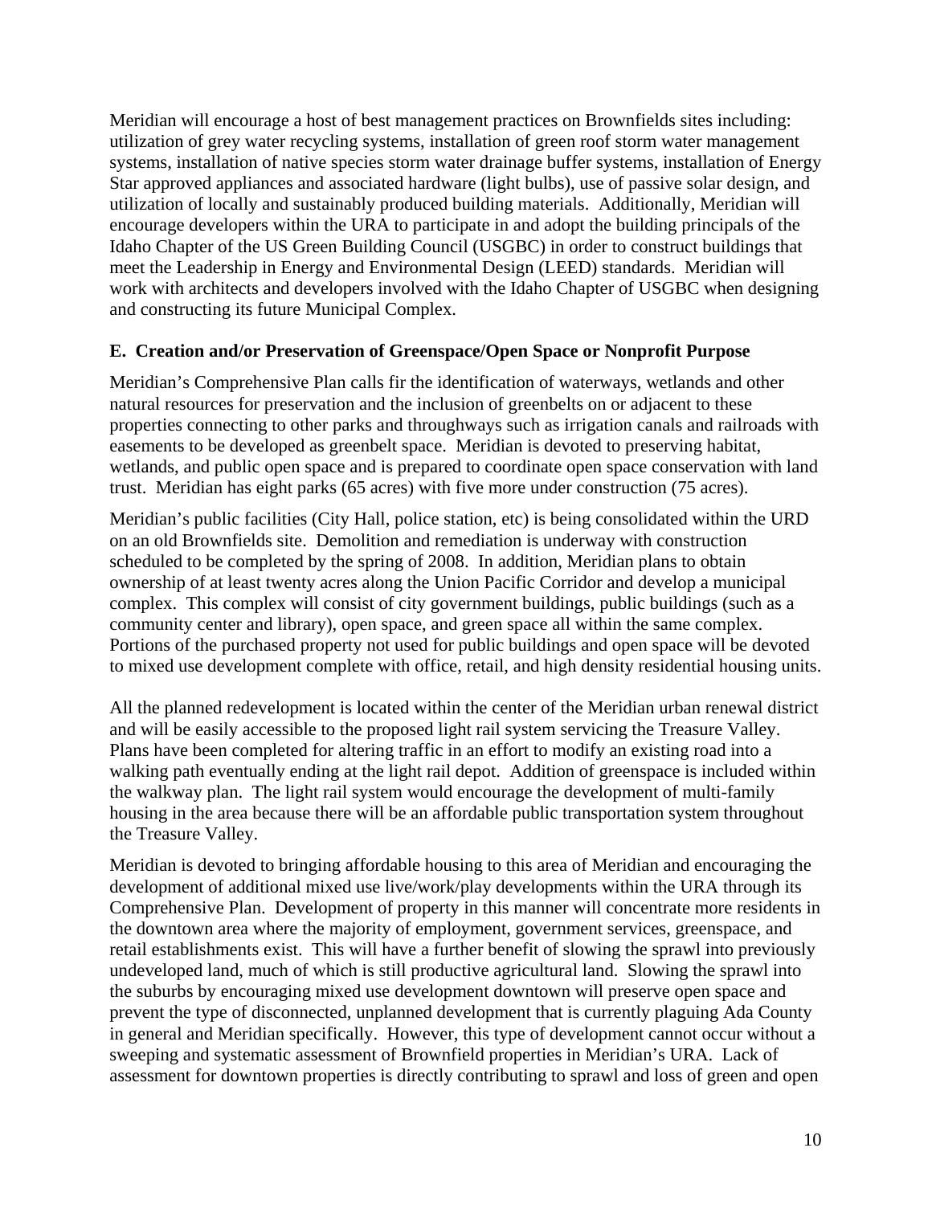Meridian will encourage a host of best management practices on Brownfields sites including: utilization of grey water recycling systems, installation of green roof storm water management systems, installation of native species storm water drainage buffer systems, installation of Energy Star approved appliances and associated hardware (light bulbs), use of passive solar design, and utilization of locally and sustainably produced building materials. Additionally, Meridian will encourage developers within the URA to participate in and adopt the building principals of the Idaho Chapter of the US Green Building Council (USGBC) in order to construct buildings that meet the Leadership in Energy and Environmental Design (LEED) standards. Meridian will work with architects and developers involved with the Idaho Chapter of USGBC when designing and constructing its future Municipal Complex.

**E. Creation and/or Preservation of Greenspace/Open Space or Nonprofit Purpose**

Meridian's Comprehensive Plan calls fir the identification of waterways, wetlands and other natural resources for preservation and the inclusion of greenbelts on or adjacent to these properties connecting to other parks and throughways such as irrigation canals and railroads with easements to be developed as greenbelt space. Meridian is devoted to preserving habitat, wetlands, and public open space and is prepared to coordinate open space conservation with land trust. Meridian has eight parks (65 acres) with five more under construction (75 acres).

Meridian's public facilities (City Hall, police station, etc) is being consolidated within the URD on an old Brownfields site. Demolition and remediation is underway with construction scheduled to be completed by the spring of 2008. In addition, Meridian plans to obtain ownership of at least twenty acres along the Union Pacific Corridor and develop a municipal complex. This complex will consist of city government buildings, public buildings (such as a community center and library), open space, and green space all within the same complex. Portions of the purchased property not used for public buildings and open space will be devoted to mixed use development complete with office, retail, and high density residential housing units.

All the planned redevelopment is located within the center of the Meridian urban renewal district and will be easily accessible to the proposed light rail system servicing the Treasure Valley. Plans have been completed for altering traffic in an effort to modify an existing road into a walking path eventually ending at the light rail depot. Addition of greenspace is included within the walkway plan. The light rail system would encourage the development of multi-family housing in the area because there will be an affordable public transportation system throughout the Treasure Valley.

Meridian is devoted to bringing affordable housing to this area of Meridian and encouraging the development of additional mixed use live/work/play developments within the URA through its Comprehensive Plan. Development of property in this manner will concentrate more residents in the downtown area where the majority of employment, government services, greenspace, and retail establishments exist. This will have a further benefit of slowing the sprawl into previously undeveloped land, much of which is still productive agricultural land. Slowing the sprawl into the suburbs by encouraging mixed use development downtown will preserve open space and prevent the type of disconnected, unplanned development that is currently plaguing Ada County in general and Meridian specifically. However, this type of development cannot occur without a sweeping and systematic assessment of Brownfield properties in Meridian's URA. Lack of assessment for downtown properties is directly contributing to sprawl and loss of green and open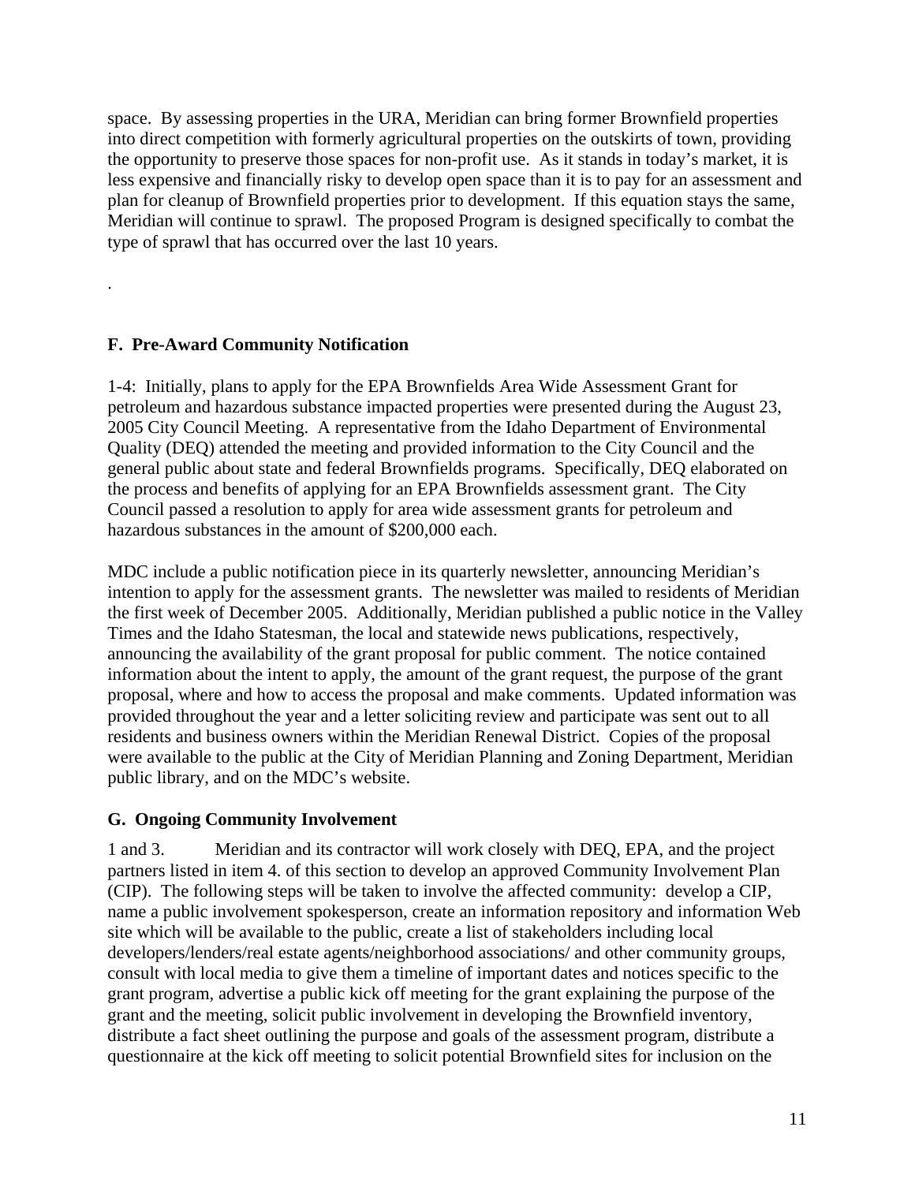space. By assessing properties in the URA, Meridian can bring former Brownfield properties into direct competition with formerly agricultural properties on the outskirts of town, providing the opportunity to preserve those spaces for non-profit use. As it stands in today's market, it is less expensive and financially risky to develop open space than it is to pay for an assessment and plan for cleanup of Brownfield properties prior to development. If this equation stays the same, Meridian will continue to sprawl. The proposed Program is designed specifically to combat the type of sprawl that has occurred over the last 10 years.

.

**F. Pre-Award Community Notification**

1-4: Initially, plans to apply for the EPA Brownfields Area Wide Assessment Grant for petroleum and hazardous substance impacted properties were presented during the August 23, 2005 City Council Meeting. A representative from the Idaho Department of Environmental Quality (DEQ) attended the meeting and provided information to the City Council and the general public about state and federal Brownfields programs. Specifically, DEQ elaborated on the process and benefits of applying for an EPA Brownfields assessment grant. The City Council passed a resolution to apply for area wide assessment grants for petroleum and hazardous substances in the amount of $200,000 each.

MDC include a public notification piece in its quarterly newsletter, announcing Meridian's intention to apply for the assessment grants. The newsletter was mailed to residents of Meridian the first week of December 2005. Additionally, Meridian published a public notice in the Valley Times and the Idaho Statesman, the local and statewide news publications, respectively, announcing the availability of the grant proposal for public comment. The notice contained information about the intent to apply, the amount of the grant request, the purpose of the grant proposal, where and how to access the proposal and make comments. Updated information was provided throughout the year and a letter soliciting review and participate was sent out to all residents and business owners within the Meridian Renewal District. Copies of the proposal were available to the public at the City of Meridian Planning and Zoning Department, Meridian public library, and on the MDC's website.

**G. Ongoing Community Involvement**

1 and 3. Meridian and its contractor will work closely with DEQ, EPA, and the project partners listed in item 4. of this section to develop an approved Community Involvement Plan (CIP). The following steps will be taken to involve the affected community: develop a CIP, name a public involvement spokesperson, create an information repository and information Web site which will be available to the public, create a list of stakeholders including local developers/lenders/real estate agents/neighborhood associations/ and other community groups, consult with local media to give them a timeline of important dates and notices specific to the grant program, advertise a public kick off meeting for the grant explaining the purpose of the grant and the meeting, solicit public involvement in developing the Brownfield inventory, distribute a fact sheet outlining the purpose and goals of the assessment program, distribute a questionnaire at the kick off meeting to solicit potential Brownfield sites for inclusion on the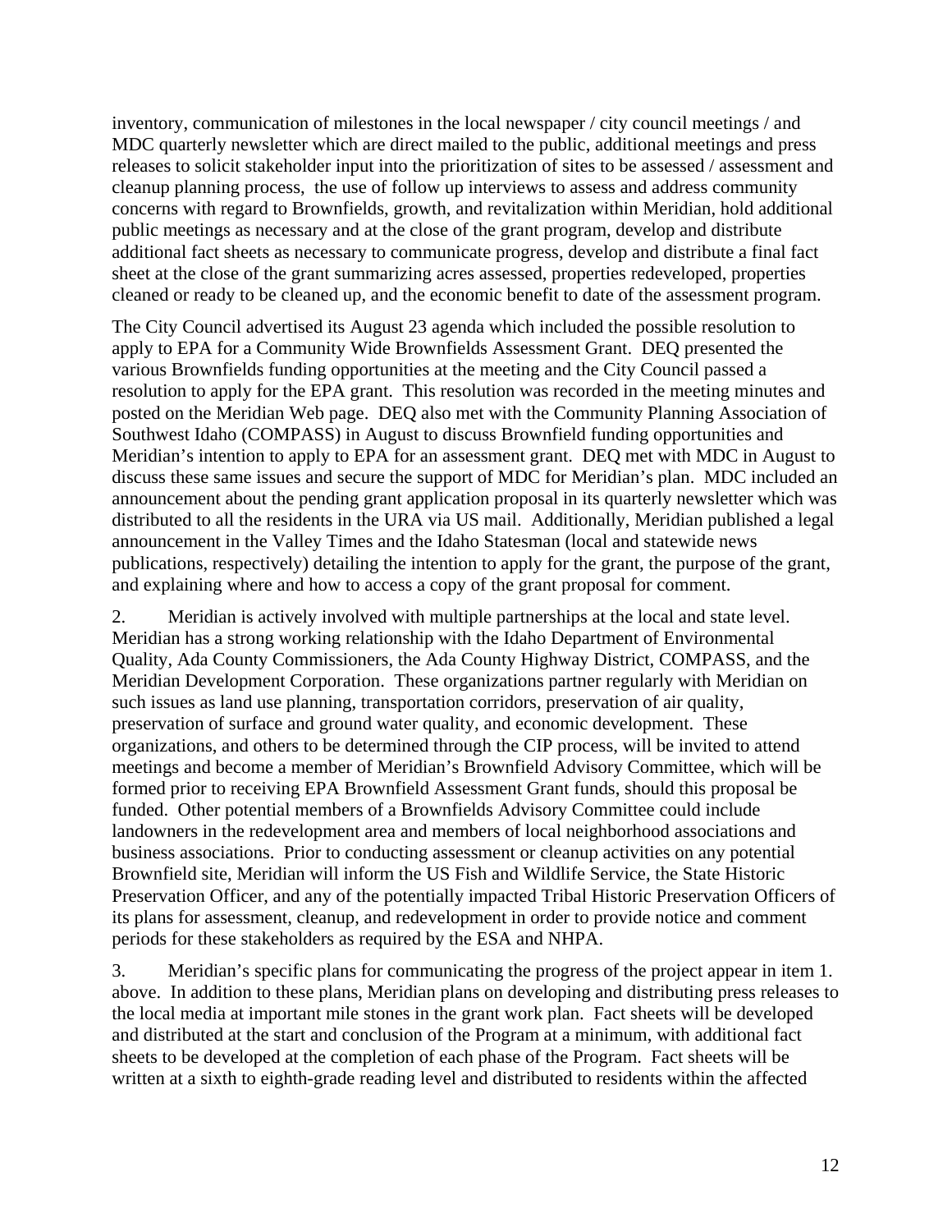inventory, communication of milestones in the local newspaper / city council meetings / and MDC quarterly newsletter which are direct mailed to the public, additional meetings and press releases to solicit stakeholder input into the prioritization of sites to be assessed / assessment and cleanup planning process, the use of follow up interviews to assess and address community concerns with regard to Brownfields, growth, and revitalization within Meridian, hold additional public meetings as necessary and at the close of the grant program, develop and distribute additional fact sheets as necessary to communicate progress, develop and distribute a final fact sheet at the close of the grant summarizing acres assessed, properties redeveloped, properties cleaned or ready to be cleaned up, and the economic benefit to date of the assessment program.

The City Council advertised its August 23 agenda which included the possible resolution to apply to EPA for a Community Wide Brownfields Assessment Grant. DEQ presented the various Brownfields funding opportunities at the meeting and the City Council passed a resolution to apply for the EPA grant. This resolution was recorded in the meeting minutes and posted on the Meridian Web page. DEQ also met with the Community Planning Association of Southwest Idaho (COMPASS) in August to discuss Brownfield funding opportunities and Meridian's intention to apply to EPA for an assessment grant. DEQ met with MDC in August to discuss these same issues and secure the support of MDC for Meridian's plan. MDC included an announcement about the pending grant application proposal in its quarterly newsletter which was distributed to all the residents in the URA via US mail. Additionally, Meridian published a legal announcement in the Valley Times and the Idaho Statesman (local and statewide news publications, respectively) detailing the intention to apply for the grant, the purpose of the grant, and explaining where and how to access a copy of the grant proposal for comment.

2. Meridian is actively involved with multiple partnerships at the local and state level. Meridian has a strong working relationship with the Idaho Department of Environmental Quality, Ada County Commissioners, the Ada County Highway District, COMPASS, and the Meridian Development Corporation. These organizations partner regularly with Meridian on such issues as land use planning, transportation corridors, preservation of air quality, preservation of surface and ground water quality, and economic development. These organizations, and others to be determined through the CIP process, will be invited to attend meetings and become a member of Meridian's Brownfield Advisory Committee, which will be formed prior to receiving EPA Brownfield Assessment Grant funds, should this proposal be funded. Other potential members of a Brownfields Advisory Committee could include landowners in the redevelopment area and members of local neighborhood associations and business associations. Prior to conducting assessment or cleanup activities on any potential Brownfield site, Meridian will inform the US Fish and Wildlife Service, the State Historic Preservation Officer, and any of the potentially impacted Tribal Historic Preservation Officers of its plans for assessment, cleanup, and redevelopment in order to provide notice and comment periods for these stakeholders as required by the ESA and NHPA.

3. Meridian's specific plans for communicating the progress of the project appear in item 1. above. In addition to these plans, Meridian plans on developing and distributing press releases to the local media at important mile stones in the grant work plan. Fact sheets will be developed and distributed at the start and conclusion of the Program at a minimum, with additional fact sheets to be developed at the completion of each phase of the Program. Fact sheets will be written at a sixth to eighth-grade reading level and distributed to residents within the affected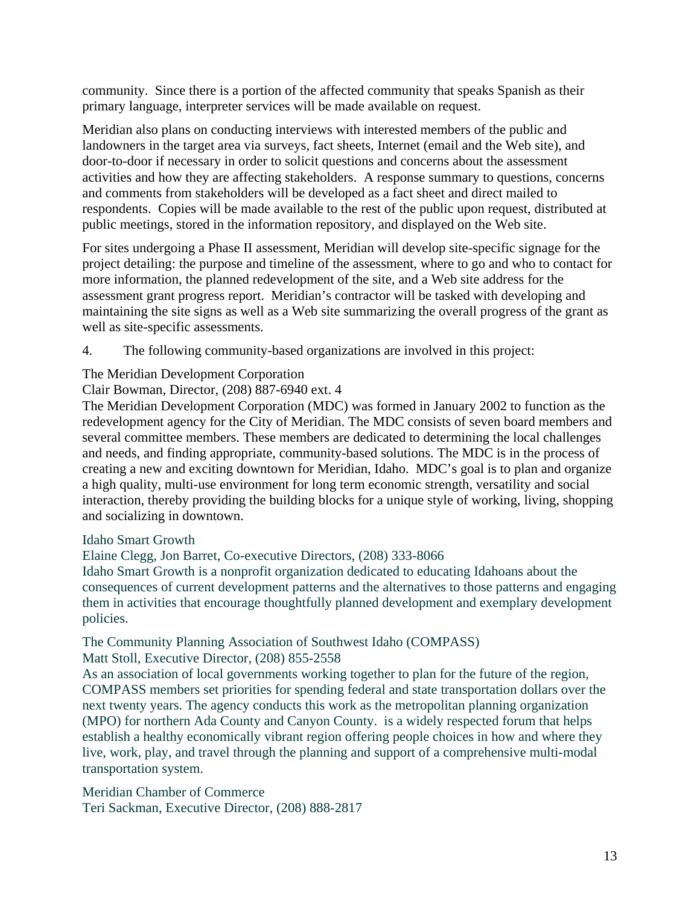community. Since there is a portion of the affected community that speaks Spanish as their primary language, interpreter services will be made available on request.

Meridian also plans on conducting interviews with interested members of the public and landowners in the target area via surveys, fact sheets, Internet (email and the Web site), and door-to-door if necessary in order to solicit questions and concerns about the assessment activities and how they are affecting stakeholders. A response summary to questions, concerns and comments from stakeholders will be developed as a fact sheet and direct mailed to respondents. Copies will be made available to the rest of the public upon request, distributed at public meetings, stored in the information repository, and displayed on the Web site.

For sites undergoing a Phase II assessment, Meridian will develop site-specific signage for the project detailing: the purpose and timeline of the assessment, where to go and who to contact for more information, the planned redevelopment of the site, and a Web site address for the assessment grant progress report. Meridian's contractor will be tasked with developing and maintaining the site signs as well as a Web site summarizing the overall progress of the grant as well as site-specific assessments.

4. The following community-based organizations are involved in this project:

The Meridian Development Corporation
Clair Bowman, Director, (208) 887-6940 ext. 4
The Meridian Development Corporation (MDC) was formed in January 2002 to function as the redevelopment agency for the City of Meridian. The MDC consists of seven board members and several committee members. These members are dedicated to determining the local challenges and needs, and finding appropriate, community-based solutions. The MDC is in the process of creating a new and exciting downtown for Meridian, Idaho. MDC's goal is to plan and organize a high quality, multi-use environment for long term economic strength, versatility and social interaction, thereby providing the building blocks for a unique style of working, living, shopping and socializing in downtown.

Idaho Smart Growth
Elaine Clegg, Jon Barret, Co-executive Directors, (208) 333-8066
Idaho Smart Growth is a nonprofit organization dedicated to educating Idahoans about the consequences of current development patterns and the alternatives to those patterns and engaging them in activities that encourage thoughtfully planned development and exemplary development policies.

The Community Planning Association of Southwest Idaho (COMPASS)
Matt Stoll, Executive Director, (208) 855-2558
As an association of local governments working together to plan for the future of the region, COMPASS members set priorities for spending federal and state transportation dollars over the next twenty years. The agency conducts this work as the metropolitan planning organization (MPO) for northern Ada County and Canyon County. is a widely respected forum that helps establish a healthy economically vibrant region offering people choices in how and where they live, work, play, and travel through the planning and support of a comprehensive multi-modal transportation system.

Meridian Chamber of Commerce
Teri Sackman, Executive Director, (208) 888-2817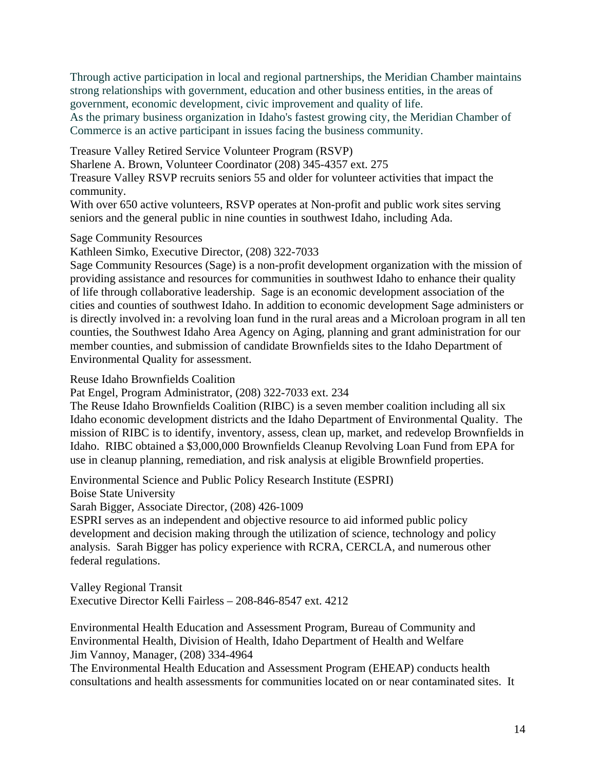Through active participation in local and regional partnerships, the Meridian Chamber maintains strong relationships with government, education and other business entities, in the areas of government, economic development, civic improvement and quality of life.
As the primary business organization in Idaho's fastest growing city, the Meridian Chamber of Commerce is an active participant in issues facing the business community.

Treasure Valley Retired Service Volunteer Program (RSVP)
Sharlene A. Brown, Volunteer Coordinator (208) 345-4357 ext. 275
Treasure Valley RSVP recruits seniors 55 and older for volunteer activities that impact the community.
With over 650 active volunteers, RSVP operates at Non-profit and public work sites serving seniors and the general public in nine counties in southwest Idaho, including Ada.

Sage Community Resources
Kathleen Simko, Executive Director, (208) 322-7033
Sage Community Resources (Sage) is a non-profit development organization with the mission of providing assistance and resources for communities in southwest Idaho to enhance their quality of life through collaborative leadership. Sage is an economic development association of the cities and counties of southwest Idaho. In addition to economic development Sage administers or is directly involved in: a revolving loan fund in the rural areas and a Microloan program in all ten counties, the Southwest Idaho Area Agency on Aging, planning and grant administration for our member counties, and submission of candidate Brownfields sites to the Idaho Department of Environmental Quality for assessment.

Reuse Idaho Brownfields Coalition
Pat Engel, Program Administrator, (208) 322-7033 ext. 234
The Reuse Idaho Brownfields Coalition (RIBC) is a seven member coalition including all six Idaho economic development districts and the Idaho Department of Environmental Quality. The mission of RIBC is to identify, inventory, assess, clean up, market, and redevelop Brownfields in Idaho. RIBC obtained a $3,000,000 Brownfields Cleanup Revolving Loan Fund from EPA for use in cleanup planning, remediation, and risk analysis at eligible Brownfield properties.

Environmental Science and Public Policy Research Institute (ESPRI)
Boise State University
Sarah Bigger, Associate Director, (208) 426-1009
ESPRI serves as an independent and objective resource to aid informed public policy development and decision making through the utilization of science, technology and policy analysis. Sarah Bigger has policy experience with RCRA, CERCLA, and numerous other federal regulations.

Valley Regional Transit
Executive Director Kelli Fairless – 208-846-8547 ext. 4212

Environmental Health Education and Assessment Program, Bureau of Community and Environmental Health, Division of Health, Idaho Department of Health and Welfare
Jim Vannoy, Manager, (208) 334-4964
The Environmental Health Education and Assessment Program (EHEAP) conducts health consultations and health assessments for communities located on or near contaminated sites. It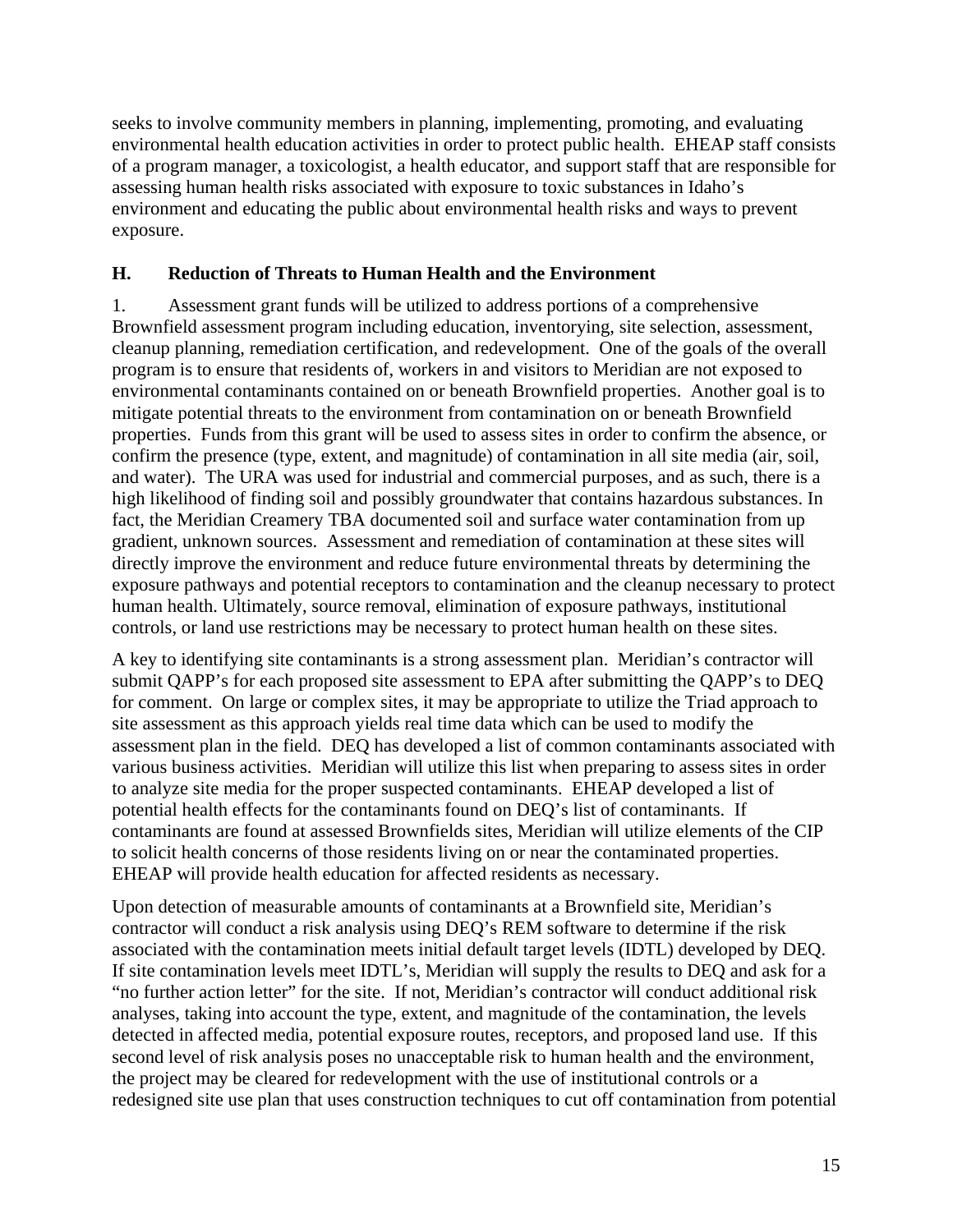seeks to involve community members in planning, implementing, promoting, and evaluating environmental health education activities in order to protect public health. EHEAP staff consists of a program manager, a toxicologist, a health educator, and support staff that are responsible for assessing human health risks associated with exposure to toxic substances in Idaho's environment and educating the public about environmental health risks and ways to prevent exposure.

### H. Reduction of Threats to Human Health and the Environment

1. Assessment grant funds will be utilized to address portions of a comprehensive Brownfield assessment program including education, inventorying, site selection, assessment, cleanup planning, remediation certification, and redevelopment. One of the goals of the overall program is to ensure that residents of, workers in and visitors to Meridian are not exposed to environmental contaminants contained on or beneath Brownfield properties. Another goal is to mitigate potential threats to the environment from contamination on or beneath Brownfield properties. Funds from this grant will be used to assess sites in order to confirm the absence, or confirm the presence (type, extent, and magnitude) of contamination in all site media (air, soil, and water). The URA was used for industrial and commercial purposes, and as such, there is a high likelihood of finding soil and possibly groundwater that contains hazardous substances. In fact, the Meridian Creamery TBA documented soil and surface water contamination from up gradient, unknown sources. Assessment and remediation of contamination at these sites will directly improve the environment and reduce future environmental threats by determining the exposure pathways and potential receptors to contamination and the cleanup necessary to protect human health. Ultimately, source removal, elimination of exposure pathways, institutional controls, or land use restrictions may be necessary to protect human health on these sites.

A key to identifying site contaminants is a strong assessment plan. Meridian's contractor will submit QAPP's for each proposed site assessment to EPA after submitting the QAPP's to DEQ for comment. On large or complex sites, it may be appropriate to utilize the Triad approach to site assessment as this approach yields real time data which can be used to modify the assessment plan in the field. DEQ has developed a list of common contaminants associated with various business activities. Meridian will utilize this list when preparing to assess sites in order to analyze site media for the proper suspected contaminants. EHEAP developed a list of potential health effects for the contaminants found on DEQ's list of contaminants. If contaminants are found at assessed Brownfields sites, Meridian will utilize elements of the CIP to solicit health concerns of those residents living on or near the contaminated properties. EHEAP will provide health education for affected residents as necessary.

Upon detection of measurable amounts of contaminants at a Brownfield site, Meridian's contractor will conduct a risk analysis using DEQ's REM software to determine if the risk associated with the contamination meets initial default target levels (IDTL) developed by DEQ. If site contamination levels meet IDTL's, Meridian will supply the results to DEQ and ask for a "no further action letter" for the site. If not, Meridian's contractor will conduct additional risk analyses, taking into account the type, extent, and magnitude of the contamination, the levels detected in affected media, potential exposure routes, receptors, and proposed land use. If this second level of risk analysis poses no unacceptable risk to human health and the environment, the project may be cleared for redevelopment with the use of institutional controls or a redesigned site use plan that uses construction techniques to cut off contamination from potential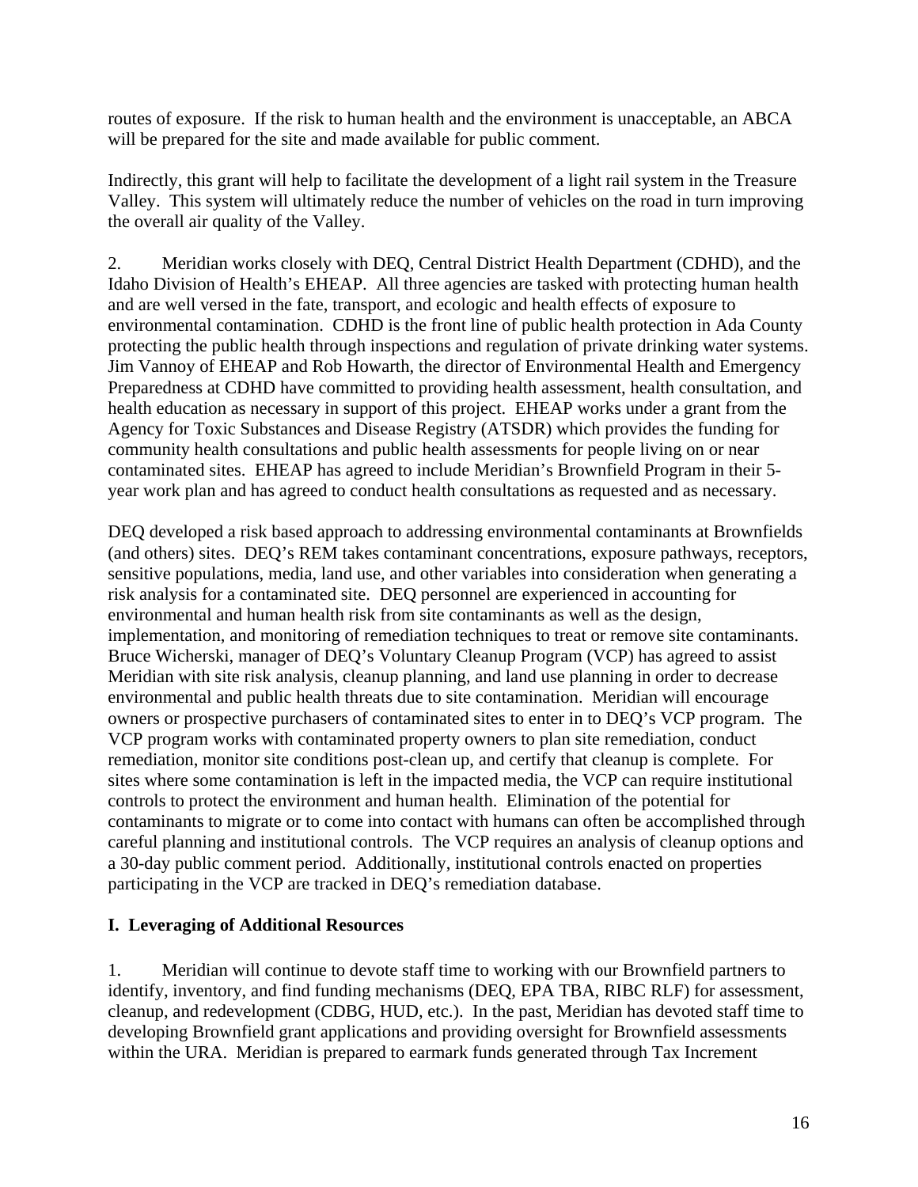routes of exposure. If the risk to human health and the environment is unacceptable, an ABCA will be prepared for the site and made available for public comment.

Indirectly, this grant will help to facilitate the development of a light rail system in the Treasure Valley. This system will ultimately reduce the number of vehicles on the road in turn improving the overall air quality of the Valley.

2. Meridian works closely with DEQ, Central District Health Department (CDHD), and the Idaho Division of Health's EHEAP. All three agencies are tasked with protecting human health and are well versed in the fate, transport, and ecologic and health effects of exposure to environmental contamination. CDHD is the front line of public health protection in Ada County protecting the public health through inspections and regulation of private drinking water systems. Jim Vannoy of EHEAP and Rob Howarth, the director of Environmental Health and Emergency Preparedness at CDHD have committed to providing health assessment, health consultation, and health education as necessary in support of this project. EHEAP works under a grant from the Agency for Toxic Substances and Disease Registry (ATSDR) which provides the funding for community health consultations and public health assessments for people living on or near contaminated sites. EHEAP has agreed to include Meridian's Brownfield Program in their 5-year work plan and has agreed to conduct health consultations as requested and as necessary.

DEQ developed a risk based approach to addressing environmental contaminants at Brownfields (and others) sites. DEQ's REM takes contaminant concentrations, exposure pathways, receptors, sensitive populations, media, land use, and other variables into consideration when generating a risk analysis for a contaminated site. DEQ personnel are experienced in accounting for environmental and human health risk from site contaminants as well as the design, implementation, and monitoring of remediation techniques to treat or remove site contaminants. Bruce Wicherski, manager of DEQ's Voluntary Cleanup Program (VCP) has agreed to assist Meridian with site risk analysis, cleanup planning, and land use planning in order to decrease environmental and public health threats due to site contamination. Meridian will encourage owners or prospective purchasers of contaminated sites to enter in to DEQ's VCP program. The VCP program works with contaminated property owners to plan site remediation, conduct remediation, monitor site conditions post-clean up, and certify that cleanup is complete. For sites where some contamination is left in the impacted media, the VCP can require institutional controls to protect the environment and human health. Elimination of the potential for contaminants to migrate or to come into contact with humans can often be accomplished through careful planning and institutional controls. The VCP requires an analysis of cleanup options and a 30-day public comment period. Additionally, institutional controls enacted on properties participating in the VCP are tracked in DEQ's remediation database.

**I. Leveraging of Additional Resources**

1. Meridian will continue to devote staff time to working with our Brownfield partners to identify, inventory, and find funding mechanisms (DEQ, EPA TBA, RIBC RLF) for assessment, cleanup, and redevelopment (CDBG, HUD, etc.). In the past, Meridian has devoted staff time to developing Brownfield grant applications and providing oversight for Brownfield assessments within the URA. Meridian is prepared to earmark funds generated through Tax Increment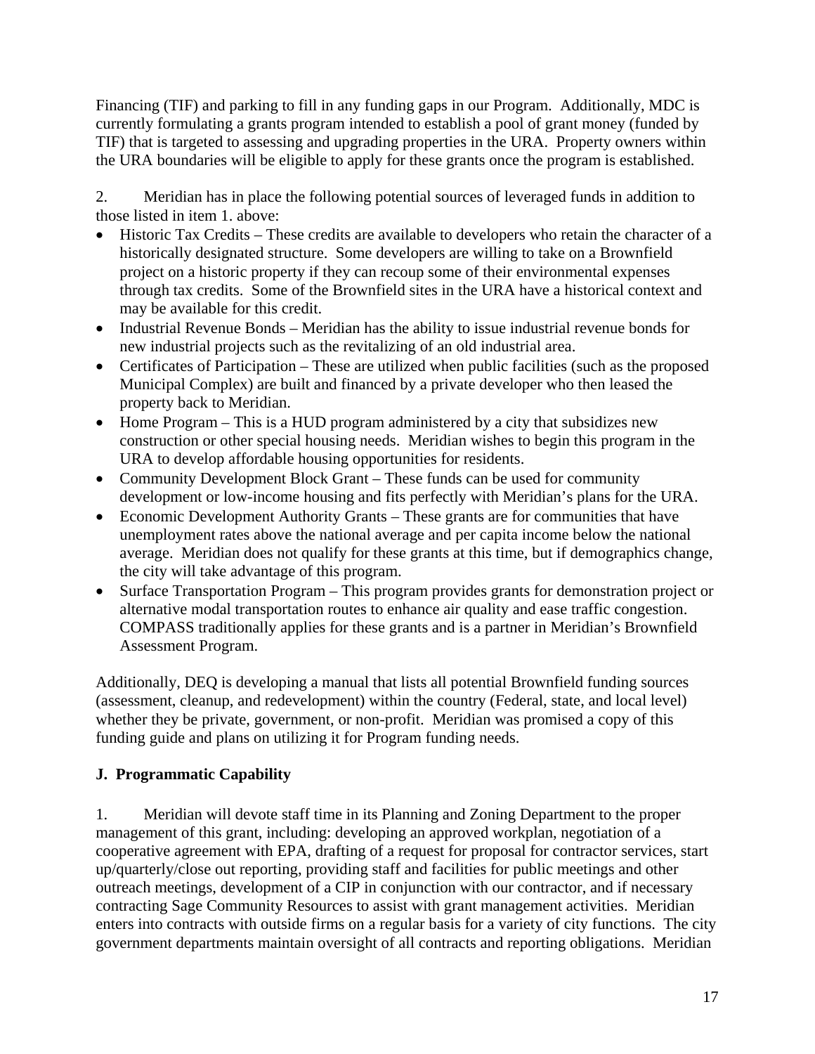Financing (TIF) and parking to fill in any funding gaps in our Program. Additionally, MDC is currently formulating a grants program intended to establish a pool of grant money (funded by TIF) that is targeted to assessing and upgrading properties in the URA. Property owners within the URA boundaries will be eligible to apply for these grants once the program is established.

2. Meridian has in place the following potential sources of leveraged funds in addition to those listed in item 1. above:

- Historic Tax Credits – These credits are available to developers who retain the character of a historically designated structure. Some developers are willing to take on a Brownfield project on a historic property if they can recoup some of their environmental expenses through tax credits. Some of the Brownfield sites in the URA have a historical context and may be available for this credit.
- Industrial Revenue Bonds – Meridian has the ability to issue industrial revenue bonds for new industrial projects such as the revitalizing of an old industrial area.
- Certificates of Participation – These are utilized when public facilities (such as the proposed Municipal Complex) are built and financed by a private developer who then leased the property back to Meridian.
- Home Program – This is a HUD program administered by a city that subsidizes new construction or other special housing needs. Meridian wishes to begin this program in the URA to develop affordable housing opportunities for residents.
- Community Development Block Grant – These funds can be used for community development or low-income housing and fits perfectly with Meridian's plans for the URA.
- Economic Development Authority Grants – These grants are for communities that have unemployment rates above the national average and per capita income below the national average. Meridian does not qualify for these grants at this time, but if demographics change, the city will take advantage of this program.
- Surface Transportation Program – This program provides grants for demonstration project or alternative modal transportation routes to enhance air quality and ease traffic congestion. COMPASS traditionally applies for these grants and is a partner in Meridian's Brownfield Assessment Program.

Additionally, DEQ is developing a manual that lists all potential Brownfield funding sources (assessment, cleanup, and redevelopment) within the country (Federal, state, and local level) whether they be private, government, or non-profit. Meridian was promised a copy of this funding guide and plans on utilizing it for Program funding needs.

## J. Programmatic Capability

1. Meridian will devote staff time in its Planning and Zoning Department to the proper management of this grant, including: developing an approved workplan, negotiation of a cooperative agreement with EPA, drafting of a request for proposal for contractor services, start up/quarterly/close out reporting, providing staff and facilities for public meetings and other outreach meetings, development of a CIP in conjunction with our contractor, and if necessary contracting Sage Community Resources to assist with grant management activities. Meridian enters into contracts with outside firms on a regular basis for a variety of city functions. The city government departments maintain oversight of all contracts and reporting obligations. Meridian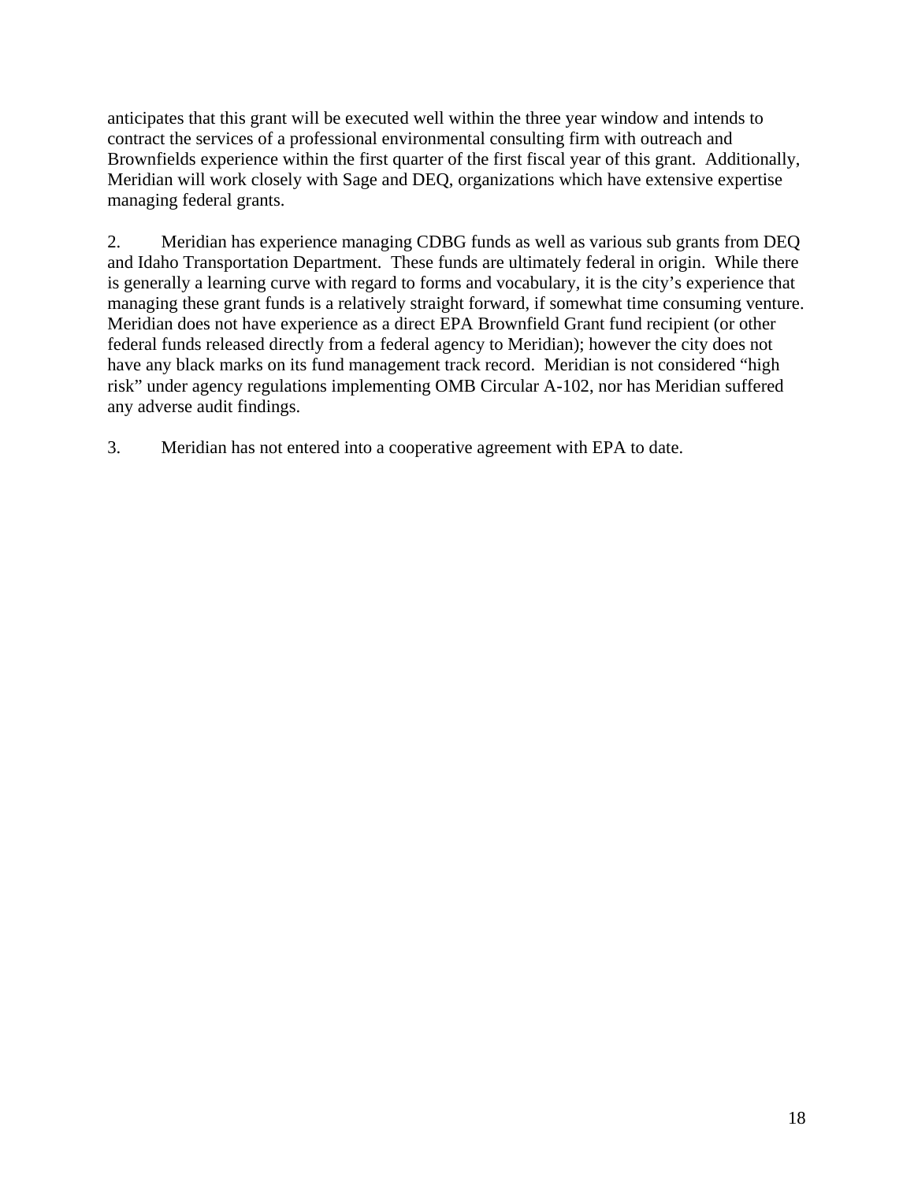anticipates that this grant will be executed well within the three year window and intends to contract the services of a professional environmental consulting firm with outreach and Brownfields experience within the first quarter of the first fiscal year of this grant. Additionally, Meridian will work closely with Sage and DEQ, organizations which have extensive expertise managing federal grants.

2. Meridian has experience managing CDBG funds as well as various sub grants from DEQ and Idaho Transportation Department. These funds are ultimately federal in origin. While there is generally a learning curve with regard to forms and vocabulary, it is the city's experience that managing these grant funds is a relatively straight forward, if somewhat time consuming venture. Meridian does not have experience as a direct EPA Brownfield Grant fund recipient (or other federal funds released directly from a federal agency to Meridian); however the city does not have any black marks on its fund management track record. Meridian is not considered "high risk" under agency regulations implementing OMB Circular A-102, nor has Meridian suffered any adverse audit findings.

3. Meridian has not entered into a cooperative agreement with EPA to date.